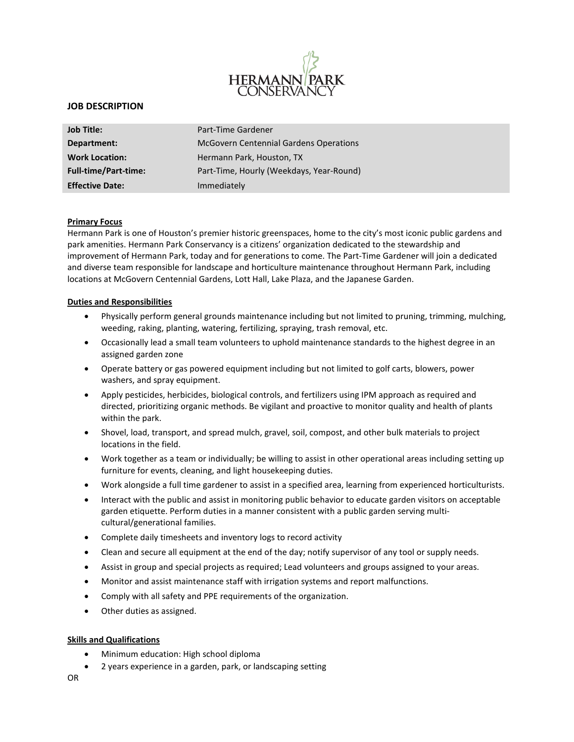HERMANN PARK CONSERVANCY

## JOB DESCRIPTION

| | |
|---|---|
| **Job Title:** | Part-Time Gardener |
| **Department:** | McGovern Centennial Gardens Operations |
| **Work Location:** | Hermann Park, Houston, TX |
| **Full-time/Part-time:** | Part-Time, Hourly (Weekdays, Year-Round) |
| **Effective Date:** | Immediately |

### Primary Focus

Hermann Park is one of Houston's premier historic greenspaces, home to the city's most iconic public gardens and park amenities. Hermann Park Conservancy is a citizens' organization dedicated to the stewardship and improvement of Hermann Park, today and for generations to come. The Part-Time Gardener will join a dedicated and diverse team responsible for landscape and horticulture maintenance throughout Hermann Park, including locations at McGovern Centennial Gardens, Lott Hall, Lake Plaza, and the Japanese Garden.

### Duties and Responsibilities

- Physically perform general grounds maintenance including but not limited to pruning, trimming, mulching, weeding, raking, planting, watering, fertilizing, spraying, trash removal, etc.
- Occasionally lead a small team volunteers to uphold maintenance standards to the highest degree in an assigned garden zone
- Operate battery or gas powered equipment including but not limited to golf carts, blowers, power washers, and spray equipment.
- Apply pesticides, herbicides, biological controls, and fertilizers using IPM approach as required and directed, prioritizing organic methods. Be vigilant and proactive to monitor quality and health of plants within the park.
- Shovel, load, transport, and spread mulch, gravel, soil, compost, and other bulk materials to project locations in the field.
- Work together as a team or individually; be willing to assist in other operational areas including setting up furniture for events, cleaning, and light housekeeping duties.
- Work alongside a full time gardener to assist in a specified area, learning from experienced horticulturists.
- Interact with the public and assist in monitoring public behavior to educate garden visitors on acceptable garden etiquette. Perform duties in a manner consistent with a public garden serving multi-cultural/generational families.
- Complete daily timesheets and inventory logs to record activity
- Clean and secure all equipment at the end of the day; notify supervisor of any tool or supply needs.
- Assist in group and special projects as required; Lead volunteers and groups assigned to your areas.
- Monitor and assist maintenance staff with irrigation systems and report malfunctions.
- Comply with all safety and PPE requirements of the organization.
- Other duties as assigned.

### Skills and Qualifications

- Minimum education: High school diploma
- 2 years experience in a garden, park, or landscaping setting

OR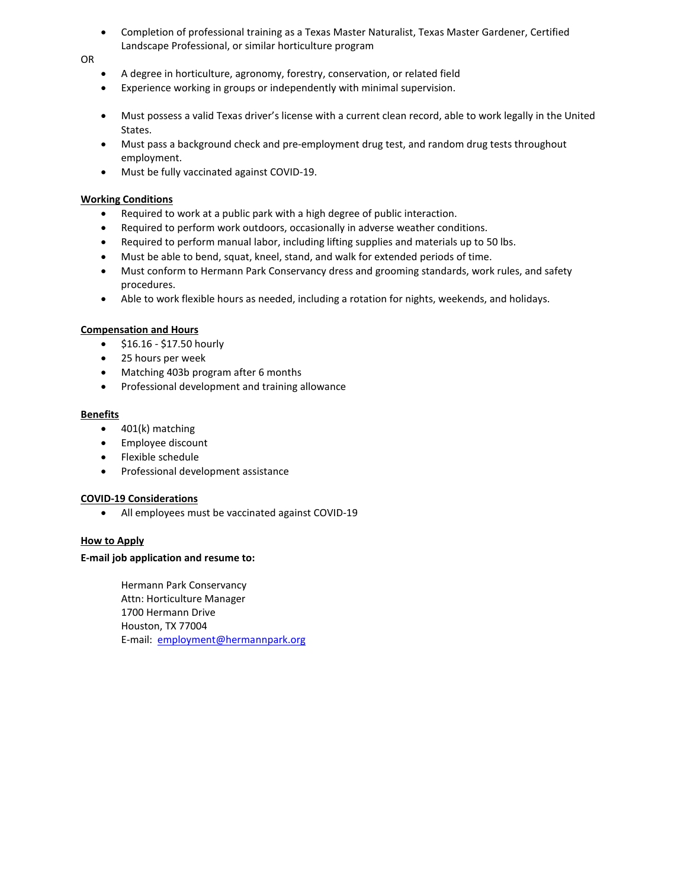- Completion of professional training as a Texas Master Naturalist, Texas Master Gardener, Certified Landscape Professional, or similar horticulture program

OR

- A degree in horticulture, agronomy, forestry, conservation, or related field
- Experience working in groups or independently with minimal supervision.

- Must possess a valid Texas driver's license with a current clean record, able to work legally in the United States.
- Must pass a background check and pre-employment drug test, and random drug tests throughout employment.
- Must be fully vaccinated against COVID-19.

**Working Conditions**

- Required to work at a public park with a high degree of public interaction.
- Required to perform work outdoors, occasionally in adverse weather conditions.
- Required to perform manual labor, including lifting supplies and materials up to 50 lbs.
- Must be able to bend, squat, kneel, stand, and walk for extended periods of time.
- Must conform to Hermann Park Conservancy dress and grooming standards, work rules, and safety procedures.
- Able to work flexible hours as needed, including a rotation for nights, weekends, and holidays.

**Compensation and Hours**

- $16.16 - $17.50 hourly
- 25 hours per week
- Matching 403b program after 6 months
- Professional development and training allowance

**Benefits**

- 401(k) matching
- Employee discount
- Flexible schedule
- Professional development assistance

**COVID-19 Considerations**

- All employees must be vaccinated against COVID-19

**How to Apply**

**E-mail job application and resume to:**

Hermann Park Conservancy
Attn: Horticulture Manager
1700 Hermann Drive
Houston, TX 77004
E-mail: employment@hermannpark.org